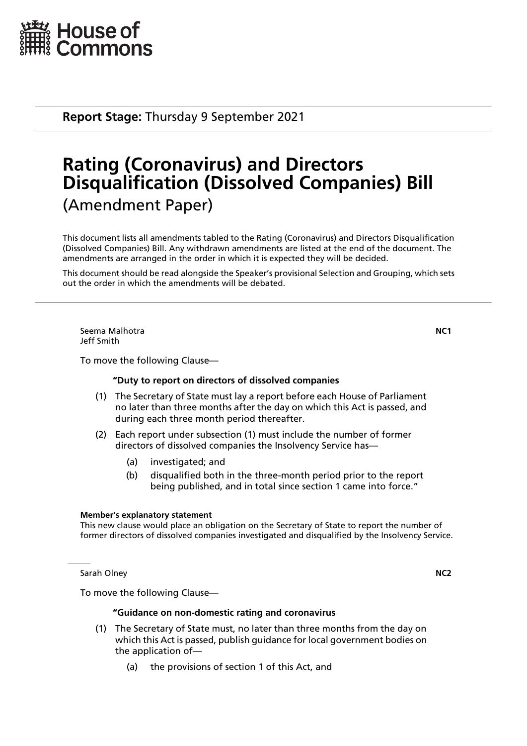House of Commons

**Report Stage:** Thursday 9 September 2021

# Rating (Coronavirus) and Directors Disqualification (Dissolved Companies) Bill

(Amendment Paper)

This document lists all amendments tabled to the Rating (Coronavirus) and Directors Disqualification (Dissolved Companies) Bill. Any withdrawn amendments are listed at the end of the document. The amendments are arranged in the order in which it is expected they will be decided.

This document should be read alongside the Speaker's provisional Selection and Grouping, which sets out the order in which the amendments will be debated.

---

Seema Malhotra
Jeff Smith

**NC1**

To move the following Clause—

**"Duty to report on directors of dissolved companies**

(1) The Secretary of State must lay a report before each House of Parliament no later than three months after the day on which this Act is passed, and during each three month period thereafter.

(2) Each report under subsection (1) must include the number of former directors of dissolved companies the Insolvency Service has—

  (a) investigated; and

  (b) disqualified both in the three-month period prior to the report being published, and in total since section 1 came into force."

**Member's explanatory statement**

This new clause would place an obligation on the Secretary of State to report the number of former directors of dissolved companies investigated and disqualified by the Insolvency Service.

---

Sarah Olney

**NC2**

To move the following Clause—

**"Guidance on non-domestic rating and coronavirus**

(1) The Secretary of State must, no later than three months from the day on which this Act is passed, publish guidance for local government bodies on the application of—

  (a) the provisions of section 1 of this Act, and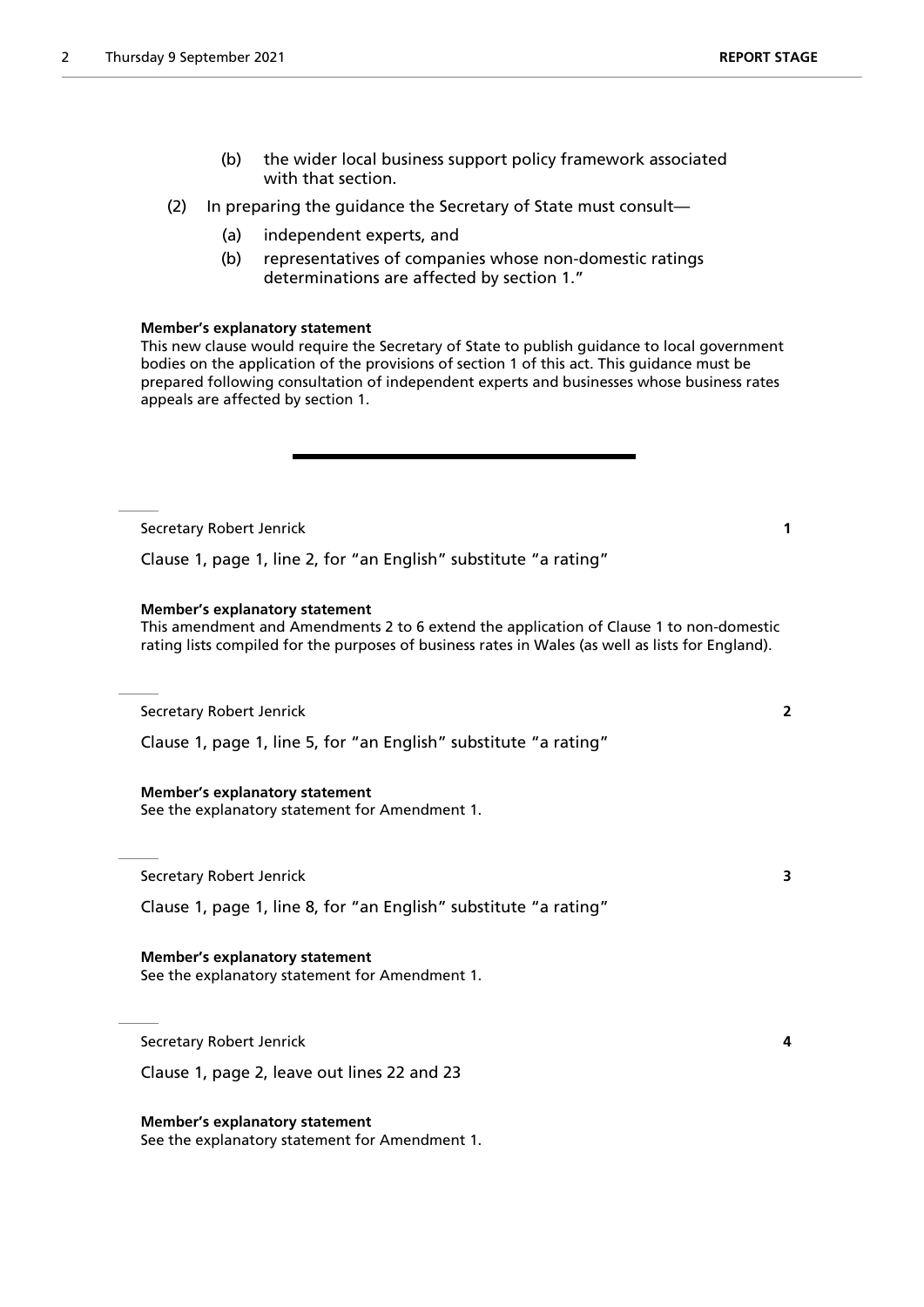(b) the wider local business support policy framework associated with that section.

(2) In preparing the guidance the Secretary of State must consult—

(a) independent experts, and

(b) representatives of companies whose non-domestic ratings determinations are affected by section 1."

**Member's explanatory statement**

This new clause would require the Secretary of State to publish guidance to local government bodies on the application of the provisions of section 1 of this act. This guidance must be prepared following consultation of independent experts and businesses whose business rates appeals are affected by section 1.

---

Secretary Robert Jenrick **1**

Clause 1, page 1, line 2, for "an English" substitute "a rating"

**Member's explanatory statement**

This amendment and Amendments 2 to 6 extend the application of Clause 1 to non-domestic rating lists compiled for the purposes of business rates in Wales (as well as lists for England).

Secretary Robert Jenrick **2**

Clause 1, page 1, line 5, for "an English" substitute "a rating"

**Member's explanatory statement**

See the explanatory statement for Amendment 1.

Secretary Robert Jenrick **3**

Clause 1, page 1, line 8, for "an English" substitute "a rating"

**Member's explanatory statement**

See the explanatory statement for Amendment 1.

Secretary Robert Jenrick **4**

Clause 1, page 2, leave out lines 22 and 23

**Member's explanatory statement**

See the explanatory statement for Amendment 1.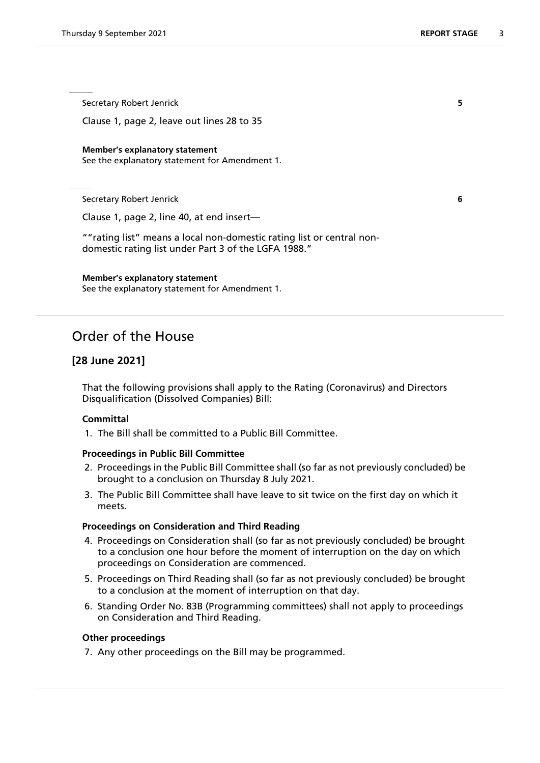Secretary Robert Jenrick **5**

Clause 1, page 2, leave out lines 28 to 35

**Member's explanatory statement**
See the explanatory statement for Amendment 1.

Secretary Robert Jenrick **6**

Clause 1, page 2, line 40, at end insert—

""rating list" means a local non-domestic rating list or central non-domestic rating list under Part 3 of the LGFA 1988."

**Member's explanatory statement**
See the explanatory statement for Amendment 1.

## Order of the House

### [28 June 2021]

That the following provisions shall apply to the Rating (Coronavirus) and Directors Disqualification (Dissolved Companies) Bill:

**Committal**

1. The Bill shall be committed to a Public Bill Committee.

**Proceedings in Public Bill Committee**

2. Proceedings in the Public Bill Committee shall (so far as not previously concluded) be brought to a conclusion on Thursday 8 July 2021.
3. The Public Bill Committee shall have leave to sit twice on the first day on which it meets.

**Proceedings on Consideration and Third Reading**

4. Proceedings on Consideration shall (so far as not previously concluded) be brought to a conclusion one hour before the moment of interruption on the day on which proceedings on Consideration are commenced.
5. Proceedings on Third Reading shall (so far as not previously concluded) be brought to a conclusion at the moment of interruption on that day.
6. Standing Order No. 83B (Programming committees) shall not apply to proceedings on Consideration and Third Reading.

**Other proceedings**

7. Any other proceedings on the Bill may be programmed.